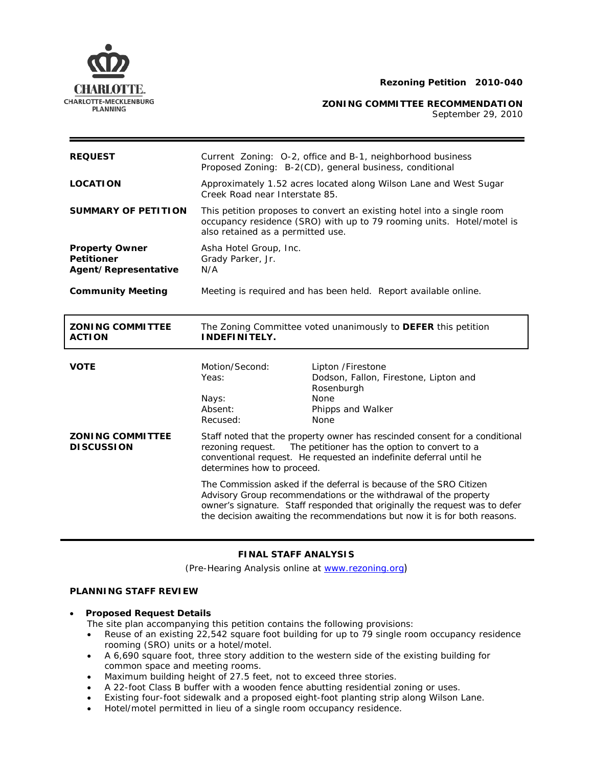**Rezoning Petition 2010-040**

**ZONING COMMITTEE RECOMMENDATION**
September 29, 2010

| | |
|---|---|
| **REQUEST** | Current Zoning: O-2, office and B-1, neighborhood business<br>Proposed Zoning: B-2(CD), general business, conditional |
| **LOCATION** | Approximately 1.52 acres located along Wilson Lane and West Sugar Creek Road near Interstate 85. |
| **SUMMARY OF PETITION** | This petition proposes to convert an existing hotel into a single room occupancy residence (SRO) with up to 79 rooming units. Hotel/motel is also retained as a permitted use. |
| **Property Owner**<br>**Petitioner**<br>**Agent/Representative** | Asha Hotel Group, Inc.<br>Grady Parker, Jr.<br>N/A |
| **Community Meeting** | Meeting is required and has been held. Report available online. |

| | |
|---|---|
| **ZONING COMMITTEE ACTION** | The Zoning Committee voted unanimously to **DEFER** this petition **INDEFINITELY.** |

| | | |
|---|---|---|
| **VOTE** | Motion/Second: | Lipton /Firestone |
| | Yeas: | Dodson, Fallon, Firestone, Lipton and Rosenburgh |
| | Nays: | None |
| | Absent: | Phipps and Walker |
| | Recused: | None |

**ZONING COMMITTEE DISCUSSION**

Staff noted that the property owner has rescinded consent for a conditional rezoning request. The petitioner has the option to convert to a conventional request. He requested an indefinite deferral until he determines how to proceed.

The Commission asked if the deferral is because of the SRO Citizen Advisory Group recommendations or the withdrawal of the property owner's signature. Staff responded that originally the request was to defer the decision awaiting the recommendations but now it is for both reasons.

**FINAL STAFF ANALYSIS**

(Pre-Hearing Analysis online at www.rezoning.org)

**PLANNING STAFF REVIEW**

- **Proposed Request Details**
  The site plan accompanying this petition contains the following provisions:
  - Reuse of an existing 22,542 square foot building for up to 79 single room occupancy residence rooming (SRO) units or a hotel/motel.
  - A 6,690 square foot, three story addition to the western side of the existing building for common space and meeting rooms.
  - Maximum building height of 27.5 feet, not to exceed three stories.
  - A 22-foot Class B buffer with a wooden fence abutting residential zoning or uses.
  - Existing four-foot sidewalk and a proposed eight-foot planting strip along Wilson Lane.
  - Hotel/motel permitted in lieu of a single room occupancy residence.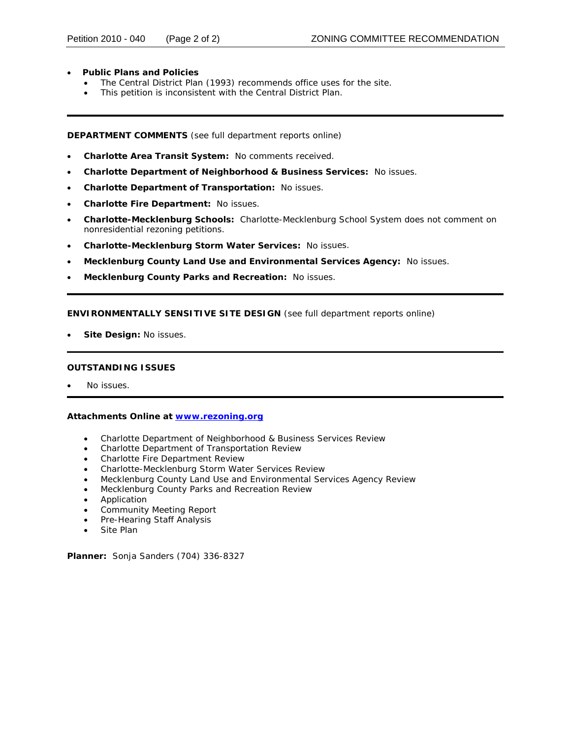- **Public Plans and Policies**
  - The Central District Plan (1993) recommends office uses for the site.
  - This petition is inconsistent with the Central District Plan.

---

**DEPARTMENT COMMENTS** (see full department reports online)

- **Charlotte Area Transit System:** No comments received.
- **Charlotte Department of Neighborhood & Business Services:** No issues.
- **Charlotte Department of Transportation:** No issues.
- **Charlotte Fire Department:** No issues.
- **Charlotte-Mecklenburg Schools:** Charlotte-Mecklenburg School System does not comment on nonresidential rezoning petitions.
- **Charlotte-Mecklenburg Storm Water Services:** No issues.
- **Mecklenburg County Land Use and Environmental Services Agency:** No issues.
- **Mecklenburg County Parks and Recreation:** No issues.

---

**ENVIRONMENTALLY SENSITIVE SITE DESIGN** (see full department reports online)

- **Site Design:** No issues.

---

**OUTSTANDING ISSUES**

- No issues.

---

**Attachments Online at [www.rezoning.org](www.rezoning.org)**

- Charlotte Department of Neighborhood & Business Services Review
- Charlotte Department of Transportation Review
- Charlotte Fire Department Review
- Charlotte-Mecklenburg Storm Water Services Review
- Mecklenburg County Land Use and Environmental Services Agency Review
- Mecklenburg County Parks and Recreation Review
- Application
- Community Meeting Report
- Pre-Hearing Staff Analysis
- Site Plan

**Planner:** Sonja Sanders (704) 336-8327